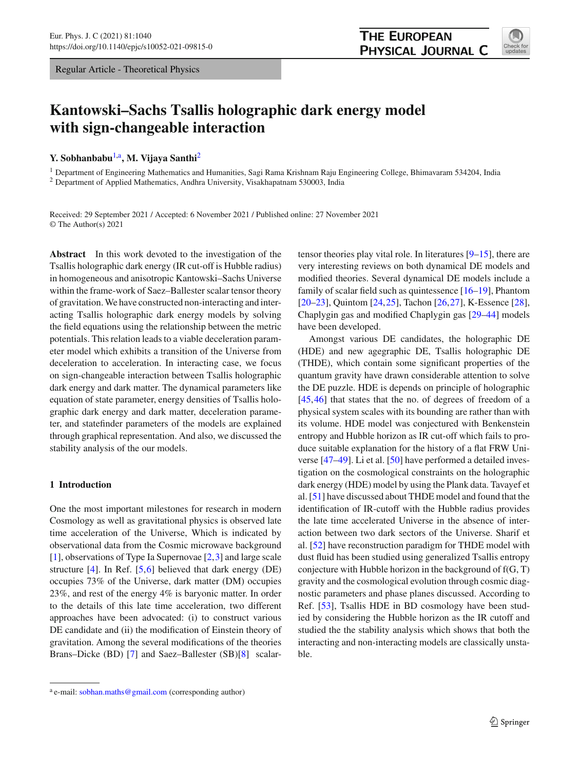Regular Article - Theoretical Physics

# Kantowski–Sachs Tsallis holographic dark energy model with sign-changeable interaction

**Y. Sobhanbabu**[1,a], **M. Vijaya Santhi**[2]

[1] Department of Engineering Mathematics and Humanities, Sagi Rama Krishnam Raju Engineering College, Bhimavaram 534204, India
[2] Department of Applied Mathematics, Andhra University, Visakhapatnam 530003, India

Received: 29 September 2021 / Accepted: 6 November 2021 / Published online: 27 November 2021
© The Author(s) 2021

**Abstract** In this work devoted to the investigation of the Tsallis holographic dark energy (IR cut-off is Hubble radius) in homogeneous and anisotropic Kantowski–Sachs Universe within the frame-work of Saez–Ballester scalar tensor theory of gravitation. We have constructed non-interacting and interacting Tsallis holographic dark energy models by solving the field equations using the relationship between the metric potentials. This relation leads to a viable deceleration parameter model which exhibits a transition of the Universe from deceleration to acceleration. In interacting case, we focus on sign-changeable interaction between Tsallis holographic dark energy and dark matter. The dynamical parameters like equation of state parameter, energy densities of Tsallis holographic dark energy and dark matter, deceleration parameter, and statefinder parameters of the models are explained through graphical representation. And also, we discussed the stability analysis of the our models.

## 1 Introduction

One the most important milestones for research in modern Cosmology as well as gravitational physics is observed late time acceleration of the Universe, Which is indicated by observational data from the Cosmic microwave background [1], observations of Type Ia Supernovae [2,3] and large scale structure [4]. In Ref. [5,6] believed that dark energy (DE) occupies 73% of the Universe, dark matter (DM) occupies 23%, and rest of the energy 4% is baryonic matter. In order to the details of this late time acceleration, two different approaches have been advocated: (i) to construct various DE candidate and (ii) the modification of Einstein theory of gravitation. Among the several modifications of the theories Brans–Dicke (BD) [7] and Saez–Ballester (SB)[8] scalar-tensor theories play vital role. In literatures [9–15], there are very interesting reviews on both dynamical DE models and modified theories. Several dynamical DE models include a family of scalar field such as quintessence [16–19], Phantom [20–23], Quintom [24,25], Tachon [26,27], K-Essence [28], Chaplygin gas and modified Chaplygin gas [29–44] models have been developed.

Amongst various DE candidates, the holographic DE (HDE) and new agegraphic DE, Tsallis holographic DE (THDE), which contain some significant properties of the quantum gravity have drawn considerable attention to solve the DE puzzle. HDE is depends on principle of holographic [45,46] that states that the no. of degrees of freedom of a physical system scales with its bounding are rather than with its volume. HDE model was conjectured with Benkenstein entropy and Hubble horizon as IR cut-off which fails to produce suitable explanation for the history of a flat FRW Universe [47–49]. Li et al. [50] have performed a detailed investigation on the cosmological constraints on the holographic dark energy (HDE) model by using the Plank data. Tavayef et al. [51] have discussed about THDE model and found that the identification of IR-cutoff with the Hubble radius provides the late time accelerated Universe in the absence of interaction between two dark sectors of the Universe. Sharif et al. [52] have reconstruction paradigm for THDE model with dust fluid has been studied using generalized Tsallis entropy conjecture with Hubble horizon in the background of f(G, T) gravity and the cosmological evolution through cosmic diagnostic parameters and phase planes discussed. According to Ref. [53], Tsallis HDE in BD cosmology have been studied by considering the Hubble horizon as the IR cutoff and studied the the stability analysis which shows that both the interacting and non-interacting models are classically unstable.

[a] e-mail: sobhan.maths@gmail.com (corresponding author)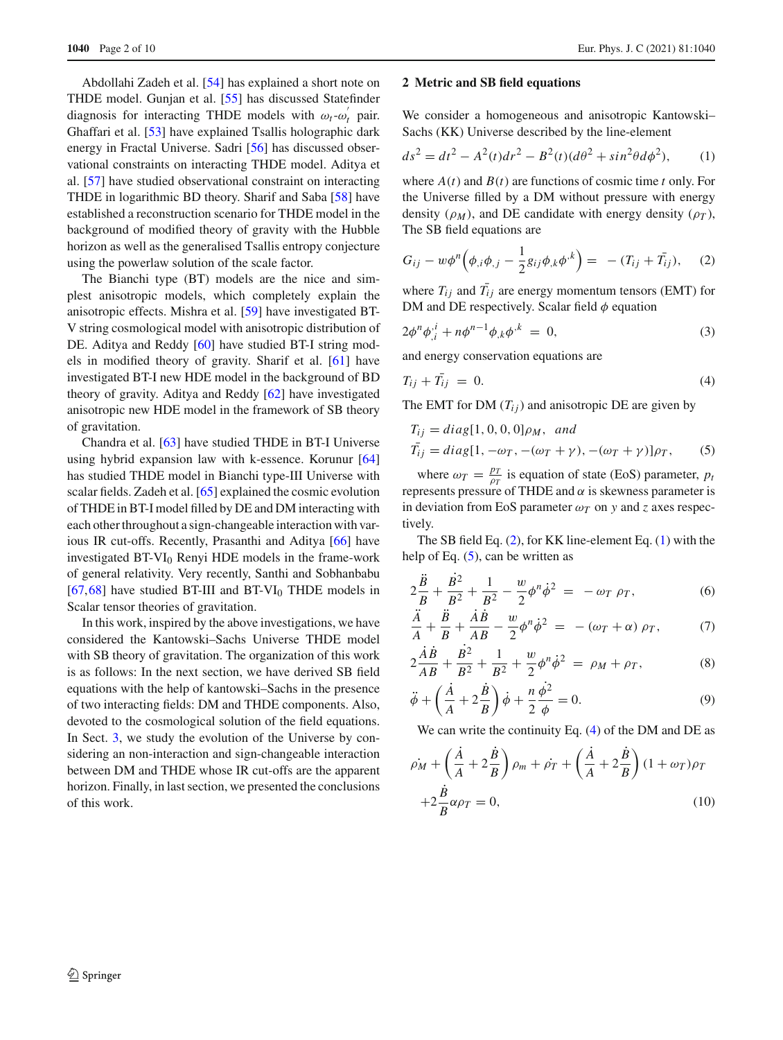Abdollahi Zadeh et al. [54] has explained a short note on THDE model. Gunjan et al. [55] has discussed Statefinder diagnosis for interacting THDE models with $\omega_t$-$\omega_t^{'}$ pair. Ghaffari et al. [53] have explained Tsallis holographic dark energy in Fractal Universe. Sadri [56] has discussed observational constraints on interacting THDE model. Aditya et al. [57] have studied observational constraint on interacting THDE in logarithmic BD theory. Sharif and Saba [58] have established a reconstruction scenario for THDE model in the background of modified theory of gravity with the Hubble horizon as well as the generalised Tsallis entropy conjecture using the powerlaw solution of the scale factor.

The Bianchi type (BT) models are the nice and simplest anisotropic models, which completely explain the anisotropic effects. Mishra et al. [59] have investigated BT-V string cosmological model with anisotropic distribution of DE. Aditya and Reddy [60] have studied BT-I string models in modified theory of gravity. Sharif et al. [61] have investigated BT-I new HDE model in the background of BD theory of gravity. Aditya and Reddy [62] have investigated anisotropic new HDE model in the framework of SB theory of gravitation.

Chandra et al. [63] have studied THDE in BT-I Universe using hybrid expansion law with k-essence. Korunur [64] has studied THDE model in Bianchi type-III Universe with scalar fields. Zadeh et al. [65] explained the cosmic evolution of THDE in BT-I model filled by DE and DM interacting with each other throughout a sign-changeable interaction with various IR cut-offs. Recently, Prasanthi and Aditya [66] have investigated BT-VI$_0$ Renyi HDE models in the frame-work of general relativity. Very recently, Santhi and Sobhanbabu [67,68] have studied BT-III and BT-VI$_0$ THDE models in Scalar tensor theories of gravitation.

In this work, inspired by the above investigations, we have considered the Kantowski–Sachs Universe THDE model with SB theory of gravitation. The organization of this work is as follows: In the next section, we have derived SB field equations with the help of kantowski–Sachs in the presence of two interacting fields: DM and THDE components. Also, devoted to the cosmological solution of the field equations. In Sect. 3, we study the evolution of the Universe by considering an non-interaction and sign-changeable interaction between DM and THDE whose IR cut-offs are the apparent horizon. Finally, in last section, we presented the conclusions of this work.

## 2 Metric and SB field equations

We consider a homogeneous and anisotropic Kantowski–Sachs (KK) Universe described by the line-element

$$ds^2 = dt^2 - A^2(t)dr^2 - B^2(t)(d\theta^2 + sin^2\theta d\phi^2), \tag{1}$$

where $A(t)$ and $B(t)$ are functions of cosmic time $t$ only. For the Universe filled by a DM without pressure with energy density ($\rho_M$), and DE candidate with energy density ($\rho_T$), The SB field equations are

$$G_{ij} - w\phi^n\Big(\phi_{,i}\phi_{,j} - \frac{1}{2}g_{ij}\phi_{,k}\phi^{,k}\Big) = -(T_{ij} + \bar{T_{ij}}), \tag{2}$$

where $T_{ij}$ and $\bar{T_{ij}}$ are energy momentum tensors (EMT) for DM and DE respectively. Scalar field $\phi$ equation

$$2\phi^n\phi^{,i}_{,i} + n\phi^{n-1}\phi_{,k}\phi^{,k} = 0, \tag{3}$$

and energy conservation equations are

$$T_{ij} + \bar{T_{ij}} = 0. \tag{4}$$

The EMT for DM ($T_{ij}$) and anisotropic DE are given by

$$\begin{aligned}
&T_{ij} = diag[1, 0, 0, 0]\rho_M, \ \ and \\
&\bar{T_{ij}} = diag[1, -\omega_T, -(\omega_T + \gamma), -(\omega_T + \gamma)]\rho_T,
\end{aligned} \tag{5}$$

where $\omega_T = \frac{p_T}{\rho_T}$ is equation of state (EoS) parameter, $p_t$ represents pressure of THDE and $\alpha$ is skewness parameter is in deviation from EoS parameter $\omega_T$ on $y$ and $z$ axes respectively.

The SB field Eq. (2), for KK line-element Eq. (1) with the help of Eq. (5), can be written as

$$2\frac{\ddot{B}}{B} + \frac{\dot{B}^2}{B^2} + \frac{1}{B^2} - \frac{w}{2}\phi^n\dot{\phi}^2 = -\omega_T\,\rho_T, \tag{6}$$

$$\frac{\ddot{A}}{A} + \frac{\ddot{B}}{B} + \frac{\dot{A}\dot{B}}{AB} - \frac{w}{2}\phi^n\dot{\phi}^2 = -(\omega_T + \alpha)\,\rho_T, \tag{7}$$

$$2\frac{\dot{A}\dot{B}}{AB} + \frac{\dot{B}^2}{B^2} + \frac{1}{B^2} + \frac{w}{2}\phi^n\dot{\phi}^2 = \rho_M + \rho_T, \tag{8}$$

$$\ddot{\phi} + \left(\frac{\dot{A}}{A} + 2\frac{\dot{B}}{B}\right)\dot{\phi} + \frac{n}{2}\frac{\dot{\phi}^2}{\phi} = 0. \tag{9}$$

We can write the continuity Eq. (4) of the DM and DE as

$$\begin{aligned}
&\dot{\rho_M} + \left(\frac{\dot{A}}{A} + 2\frac{\dot{B}}{B}\right)\rho_m + \dot{\rho_T} + \left(\frac{\dot{A}}{A} + 2\frac{\dot{B}}{B}\right)(1 + \omega_T)\rho_T \\
&+ 2\frac{\dot{B}}{B}\alpha\rho_T = 0,
\end{aligned} \tag{10}$$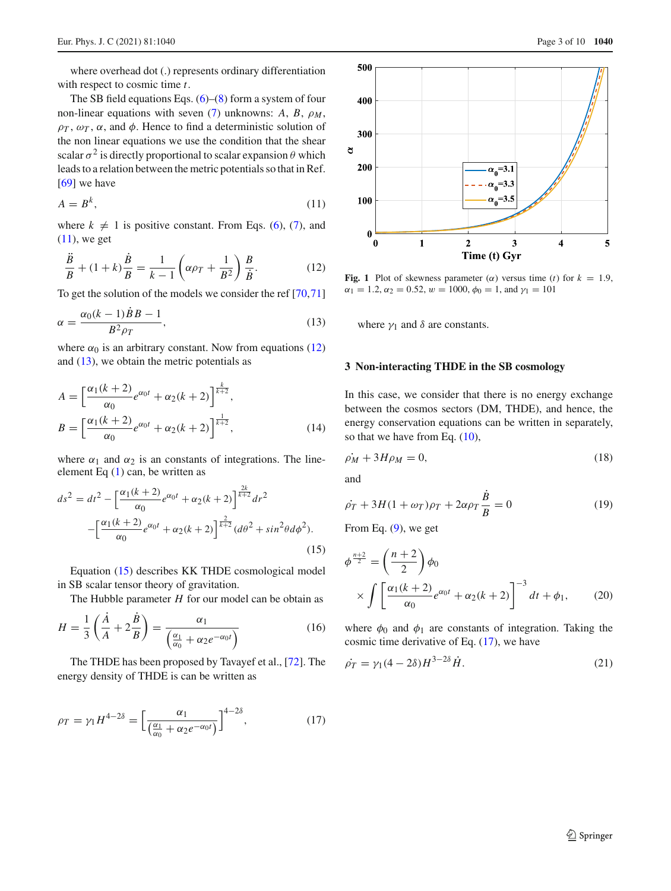where overhead dot (.) represents ordinary differentiation with respect to cosmic time $t$.

The SB field equations Eqs. (6)–(8) form a system of four non-linear equations with seven (7) unknowns: $A$, $B$, $\rho_M$, $\rho_T$, $\omega_T$, $\alpha$, and $\phi$. Hence to find a deterministic solution of the non linear equations we use the condition that the shear scalar $\sigma^2$ is directly proportional to scalar expansion $\theta$ which leads to a relation between the metric potentials so that in Ref. [69] we have

$$A = B^k, \tag{11}$$

where $k \neq 1$ is positive constant. From Eqs. (6), (7), and (11), we get

$$\frac{\ddot{B}}{B} + (1+k)\frac{\dot{B}}{B} = \frac{1}{k-1}\left(\alpha\rho_T + \frac{1}{B^2}\right)\frac{B}{\dot{B}}. \tag{12}$$

To get the solution of the models we consider the ref [70,71]

$$\alpha = \frac{\alpha_0(k-1)\dot{B}B - 1}{B^2\rho_T}, \tag{13}$$

where $\alpha_0$ is an arbitrary constant. Now from equations (12) and (13), we obtain the metric potentials as

$$A = \left[\frac{\alpha_1(k+2)}{\alpha_0}e^{\alpha_0 t} + \alpha_2(k+2)\right]^{\frac{k}{k+2}},$$
$$B = \left[\frac{\alpha_1(k+2)}{\alpha_0}e^{\alpha_0 t} + \alpha_2(k+2)\right]^{\frac{1}{k+2}}, \tag{14}$$

where $\alpha_1$ and $\alpha_2$ is an constants of integrations. The line-element Eq (1) can, be written as

$$ds^2 = dt^2 - \left[\frac{\alpha_1(k+2)}{\alpha_0}e^{\alpha_0 t} + \alpha_2(k+2)\right]^{\frac{2k}{k+2}}dr^2 - \left[\frac{\alpha_1(k+2)}{\alpha_0}e^{\alpha_0 t} + \alpha_2(k+2)\right]^{\frac{2}{k+2}}(d\theta^2 + sin^2\theta d\phi^2). \tag{15}$$

Equation (15) describes KK THDE cosmological model in SB scalar tensor theory of gravitation.

The Hubble parameter $H$ for our model can be obtain as

$$H = \frac{1}{3}\left(\frac{\dot{A}}{A} + 2\frac{\dot{B}}{B}\right) = \frac{\alpha_1}{\left(\frac{\alpha_1}{\alpha_0} + \alpha_2 e^{-\alpha_0 t}\right)} \tag{16}$$

The THDE has been proposed by Tavayef et al., [72]. The energy density of THDE is can be written as

$$\rho_T = \gamma_1 H^{4-2\delta} = \left[\frac{\alpha_1}{\left(\frac{\alpha_1}{\alpha_0} + \alpha_2 e^{-\alpha_0 t}\right)}\right]^{4-2\delta}, \tag{17}$$

Fig. 1 Plot of skewness parameter ($\alpha$) versus time ($t$) for $k = 1.9$, $\alpha_1 = 1.2$, $\alpha_2 = 0.52$, $w = 1000$, $\phi_0 = 1$, and $\gamma_1 = 101$

where $\gamma_1$ and $\delta$ are constants.

## 3 Non-interacting THDE in the SB cosmology

In this case, we consider that there is no energy exchange between the cosmos sectors (DM, THDE), and hence, the energy conservation equations can be written in separately, so that we have from Eq. (10),

$$\dot{\rho_M} + 3H\rho_M = 0, \tag{18}$$

and

$$\dot{\rho_T} + 3H(1+\omega_T)\rho_T + 2\alpha\rho_T\frac{\dot{B}}{B} = 0 \tag{19}$$

From Eq. (9), we get

$$\phi^{\frac{n+2}{2}} = \left(\frac{n+2}{2}\right)\phi_0 \times \int\left[\frac{\alpha_1(k+2)}{\alpha_0}e^{\alpha_0 t} + \alpha_2(k+2)\right]^{-3}dt + \phi_1, \tag{20}$$

where $\phi_0$ and $\phi_1$ are constants of integration. Taking the cosmic time derivative of Eq. (17), we have

$$\dot{\rho_T} = \gamma_1(4-2\delta)H^{3-2\delta}\dot{H}. \tag{21}$$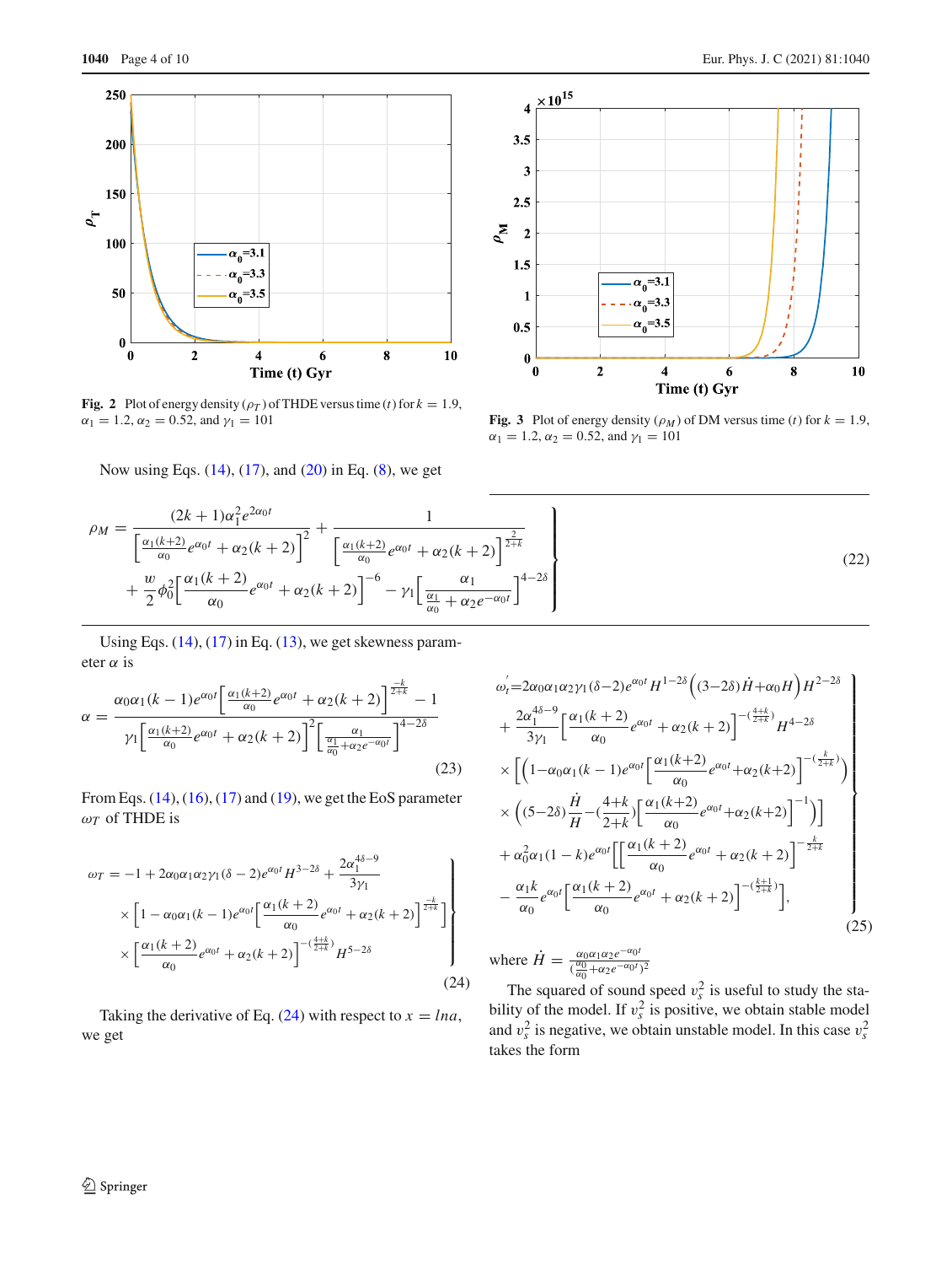Fig. 2 Plot of energy density ($\rho_T$) of THDE versus time ($t$) for $k = 1.9$, $\alpha_1 = 1.2$, $\alpha_2 = 0.52$, and $\gamma_1 = 101$

Fig. 3 Plot of energy density ($\rho_M$) of DM versus time ($t$) for $k = 1.9$, $\alpha_1 = 1.2$, $\alpha_2 = 0.52$, and $\gamma_1 = 101$

Now using Eqs. (14), (17), and (20) in Eq. (8), we get

$$
\left.
\begin{aligned}
\rho_M = &\frac{(2k+1)\alpha_1^2 e^{2\alpha_0 t}}{\left[\frac{\alpha_1(k+2)}{\alpha_0}e^{\alpha_0 t} + \alpha_2(k+2)\right]^2} + \frac{1}{\left[\frac{\alpha_1(k+2)}{\alpha_0}e^{\alpha_0 t} + \alpha_2(k+2)\right]^{\frac{2}{2+k}}} \\
&+ \frac{w}{2}\phi_0^2\left[\frac{\alpha_1(k+2)}{\alpha_0}e^{\alpha_0 t} + \alpha_2(k+2)\right]^{-6} - \gamma_1\left[\frac{\alpha_1}{\frac{\alpha_1}{\alpha_0} + \alpha_2 e^{-\alpha_0 t}}\right]^{4-2\delta}
\end{aligned}
\right\} \tag{22}
$$

Using Eqs. (14), (17) in Eq. (13), we get skewness parameter $\alpha$ is

$$
\alpha = \frac{\alpha_0\alpha_1(k-1)e^{\alpha_0 t}\left[\frac{\alpha_1(k+2)}{\alpha_0}e^{\alpha_0 t} + \alpha_2(k+2)\right]^{\frac{-k}{2+k}} - 1}{\gamma_1\left[\frac{\alpha_1(k+2)}{\alpha_0}e^{\alpha_0 t} + \alpha_2(k+2)\right]^2\left[\frac{\alpha_1}{\frac{\alpha_1}{\alpha_0}+\alpha_2 e^{-\alpha_0 t}}\right]^{4-2\delta}} \tag{23}
$$

From Eqs. (14), (16), (17) and (19), we get the EoS parameter $\omega_T$ of THDE is

$$
\left.
\begin{aligned}
\omega_T = &-1 + 2\alpha_0\alpha_1\alpha_2\gamma_1(\delta-2)e^{\alpha_0 t}H^{3-2\delta} + \frac{2\alpha_1^{4\delta-9}}{3\gamma_1} \\
&\times\left[1 - \alpha_0\alpha_1(k-1)e^{\alpha_0 t}\left[\frac{\alpha_1(k+2)}{\alpha_0}e^{\alpha_0 t} + \alpha_2(k+2)\right]^{\frac{-k}{2+k}}\right] \\
&\times\left[\frac{\alpha_1(k+2)}{\alpha_0}e^{\alpha_0 t} + \alpha_2(k+2)\right]^{-(\frac{4+k}{2+k})}H^{5-2\delta}
\end{aligned}
\right\} \tag{24}
$$

Taking the derivative of Eq. (24) with respect to $x = lna$, we get

$$
\left.
\begin{aligned}
\omega_t' = &2\alpha_0\alpha_1\alpha_2\gamma_1(\delta-2)e^{\alpha_0 t}H^{1-2\delta}\Big((3-2\delta)\dot{H}+\alpha_0 H\Big)H^{2-2\delta} \\
&+ \frac{2\alpha_1^{4\delta-9}}{3\gamma_1}\left[\frac{\alpha_1(k+2)}{\alpha_0}e^{\alpha_0 t} + \alpha_2(k+2)\right]^{-(\frac{4+k}{2+k})}H^{4-2\delta} \\
&\times\left[\left(1-\alpha_0\alpha_1(k-1)e^{\alpha_0 t}\left[\frac{\alpha_1(k+2)}{\alpha_0}e^{\alpha_0 t}+\alpha_2(k+2)\right]^{-(\frac{k}{2+k})}\right)\right. \\
&\times\left.\left((5-2\delta)\frac{\dot{H}}{H} - (\frac{4+k}{2+k})\left[\frac{\alpha_1(k+2)}{\alpha_0}e^{\alpha_0 t}+\alpha_2(k+2)\right]^{-1}\right)\right] \\
&+ \alpha_0^2\alpha_1(1-k)e^{\alpha_0 t}\left[\left[\frac{\alpha_1(k+2)}{\alpha_0}e^{\alpha_0 t} + \alpha_2(k+2)\right]^{-\frac{k}{2+k}}\right. \\
&\left.- \frac{\alpha_1 k}{\alpha_0}e^{\alpha_0 t}\left[\frac{\alpha_1(k+2)}{\alpha_0}e^{\alpha_0 t} + \alpha_2(k+2)\right]^{-(\frac{k+1}{2+k})}\right],
\end{aligned}
\right\} \tag{25}
$$

where $\dot{H} = \frac{\alpha_0\alpha_1\alpha_2 e^{-\alpha_0 t}}{(\frac{\alpha_0}{\alpha_0}+\alpha_2 e^{-\alpha_0 t})^2}$

The squared of sound speed $v_s^2$ is useful to study the stability of the model. If $v_s^2$ is positive, we obtain stable model and $v_s^2$ is negative, we obtain unstable model. In this case $v_s^2$ takes the form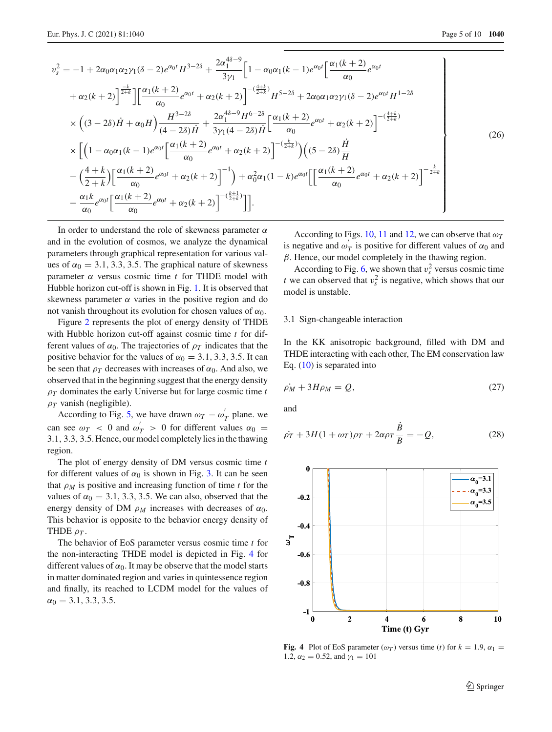$$
\left.
\begin{aligned}
v_s^2 &= -1 + 2\alpha_0\alpha_1\alpha_2\gamma_1(\delta-2)e^{\alpha_0 t}H^{3-2\delta} + \frac{2\alpha_1^{4\delta-9}}{3\gamma_1}\Big[1 - \alpha_0\alpha_1(k-1)e^{\alpha_0 t}\Big[\frac{\alpha_1(k+2)}{\alpha_0}e^{\alpha_0 t}\\
&\quad + \alpha_2(k+2)\Big]^{\frac{-k}{2+k}}\Big]\Big[\frac{\alpha_1(k+2)}{\alpha_0}e^{\alpha_0 t} + \alpha_2(k+2)\Big]^{-(\frac{4+k}{2+k})}H^{5-2\delta} + 2\alpha_0\alpha_1\alpha_2\gamma_1(\delta-2)e^{\alpha_0 t}H^{1-2\delta}\\
&\quad \times \Big((3-2\delta)\dot{H} + \alpha_0 H\Big)\frac{H^{3-2\delta}}{(4-2\delta)\dot{H}} + \frac{2\alpha_1^{4\delta-9}H^{6-2\delta}}{3\gamma_1(4-2\delta)\dot{H}}\Big[\frac{\alpha_1(k+2)}{\alpha_0}e^{\alpha_0 t} + \alpha_2(k+2)\Big]^{-(\frac{4+k}{2+k})}\\
&\quad \times \Big[\Big(1 - \alpha_0\alpha_1(k-1)e^{\alpha_0 t}\Big[\frac{\alpha_1(k+2)}{\alpha_0}e^{\alpha_0 t} + \alpha_2(k+2)\Big]^{-(\frac{k}{2+k})}\Big)\Big((5-2\delta)\frac{\dot{H}}{H}\\
&\quad - \Big(\frac{4+k}{2+k}\Big)\Big[\frac{\alpha_1(k+2)}{\alpha_0}e^{\alpha_0 t} + \alpha_2(k+2)\Big]^{-1}\Big) + \alpha_0^2\alpha_1(1-k)e^{\alpha_0 t}\Big[\Big[\frac{\alpha_1(k+2)}{\alpha_0}e^{\alpha_0 t} + \alpha_2(k+2)\Big]^{-\frac{k}{2+k}}\\
&\quad - \frac{\alpha_1 k}{\alpha_0}e^{\alpha_0 t}\Big[\frac{\alpha_1(k+2)}{\alpha_0}e^{\alpha_0 t} + \alpha_2(k+2)\Big]^{-(\frac{k+1}{2+k})}\Big]\Big].
\end{aligned}
\right\} \tag{26}
$$

In order to understand the role of skewness parameter $\alpha$ and in the evolution of cosmos, we analyze the dynamical parameters through graphical representation for various values of $\alpha_0 = 3.1, 3.3, 3.5$. The graphical nature of skewness parameter $\alpha$ versus cosmic time $t$ for THDE model with Hubble horizon cut-off is shown in Fig. 1. It is observed that skewness parameter $\alpha$ varies in the positive region and do not vanish throughout its evolution for chosen values of $\alpha_0$.

Figure 2 represents the plot of energy density of THDE with Hubble horizon cut-off against cosmic time $t$ for different values of $\alpha_0$. The trajectories of $\rho_T$ indicates that the positive behavior for the values of $\alpha_0 = 3.1, 3.3, 3.5$. It can be seen that $\rho_T$ decreases with increases of $\alpha_0$. And also, we observed that in the beginning suggest that the energy density $\rho_T$ dominates the early Universe but for large cosmic time $t$ $\rho_T$ vanish (negligible).

According to Fig. 5, we have drawn $\omega_T - \omega_T^{'}$ plane. we can see $\omega_T < 0$ and $\omega_T^{'} > 0$ for different values $\alpha_0 = 3.1, 3.3, 3.5$. Hence, our model completely lies in the thawing region.

The plot of energy density of DM versus cosmic time $t$ for different values of $\alpha_0$ is shown in Fig. 3. It can be seen that $\rho_M$ is positive and increasing function of time $t$ for the values of $\alpha_0 = 3.1, 3.3, 3.5$. We can also, observed that the energy density of DM $\rho_M$ increases with decreases of $\alpha_0$. This behavior is opposite to the behavior energy density of THDE $\rho_T$.

The behavior of EoS parameter versus cosmic time $t$ for the non-interacting THDE model is depicted in Fig. 4 for different values of $\alpha_0$. It may be observe that the model starts in matter dominated region and varies in quintessence region and finally, its reached to LCDM model for the values of $\alpha_0 = 3.1, 3.3, 3.5$.

According to Figs. 10, 11 and 12, we can observe that $\omega_T$ is negative and $\omega_T^{'}$ is positive for different values of $\alpha_0$ and $\beta$. Hence, our model completely in the thawing region.

According to Fig. 6, we shown that $v_s^2$ versus cosmic time $t$ we can observed that $v_s^2$ is negative, which shows that our model is unstable.

### 3.1 Sign-changeable interaction

In the KK anisotropic background, filled with DM and THDE interacting with each other, The EM conservation law Eq. (10) is separated into

$$
\dot{\rho_M} + 3H\rho_M = Q, \tag{27}
$$

and

$$
\dot{\rho_T} + 3H(1+\omega_T)\rho_T + 2\alpha\rho_T\frac{\dot{B}}{B} = -Q, \tag{28}
$$

**Fig. 4** Plot of EoS parameter ($\omega_T$) versus time ($t$) for $k = 1.9$, $\alpha_1 = 1.2$, $\alpha_2 = 0.52$, and $\gamma_1 = 101$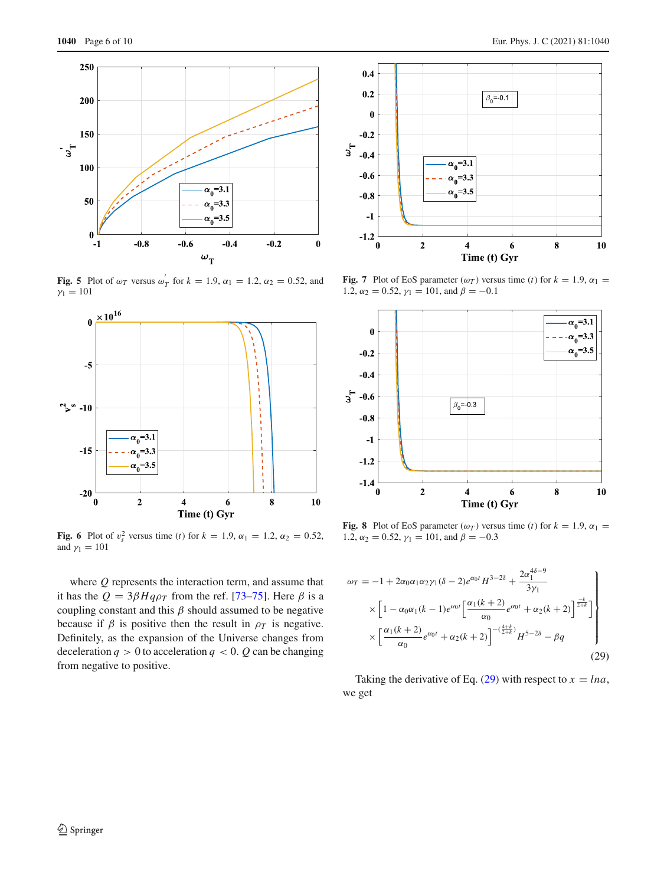Fig. 5 Plot of $\omega_T$ versus $\omega_T^{'}$ for $k = 1.9$, $\alpha_1 = 1.2$, $\alpha_2 = 0.52$, and $\gamma_1 = 101$

Fig. 6 Plot of $v_s^2$ versus time $(t)$ for $k = 1.9$, $\alpha_1 = 1.2$, $\alpha_2 = 0.52$, and $\gamma_1 = 101$

where $Q$ represents the interaction term, and assume that it has the $Q = 3\beta H q \rho_T$ from the ref. [73–75]. Here $\beta$ is a coupling constant and this $\beta$ should assumed to be negative because if $\beta$ is positive then the result in $\rho_T$ is negative. Definitely, as the expansion of the Universe changes from deceleration $q > 0$ to acceleration $q < 0$. $Q$ can be changing from negative to positive.

Fig. 7 Plot of EoS parameter $(\omega_T)$ versus time $(t)$ for $k = 1.9$, $\alpha_1 = 1.2$, $\alpha_2 = 0.52$, $\gamma_1 = 101$, and $\beta = -0.1$

Fig. 8 Plot of EoS parameter $(\omega_T)$ versus time $(t)$ for $k = 1.9$, $\alpha_1 = 1.2$, $\alpha_2 = 0.52$, $\gamma_1 = 101$, and $\beta = -0.3$

$$
\left.
\begin{aligned}
\omega_T = -1 + 2\alpha_0\alpha_1\alpha_2\gamma_1(\delta - 2)e^{\alpha_0 t} H^{3-2\delta} + \frac{2\alpha_1^{4\delta-9}}{3\gamma_1} \\
\times \left[1 - \alpha_0\alpha_1(k-1)e^{\alpha_0 t}\left[\frac{\alpha_1(k+2)}{\alpha_0}e^{\alpha_0 t} + \alpha_2(k+2)\right]^{\frac{-k}{2+k}}\right] \\
\times \left[\frac{\alpha_1(k+2)}{\alpha_0}e^{\alpha_0 t} + \alpha_2(k+2)\right]^{-\left(\frac{4+k}{2+k}\right)} H^{5-2\delta} - \beta q
\end{aligned}
\right\} \tag{29}
$$

Taking the derivative of Eq. (29) with respect to $x = \ln a$, we get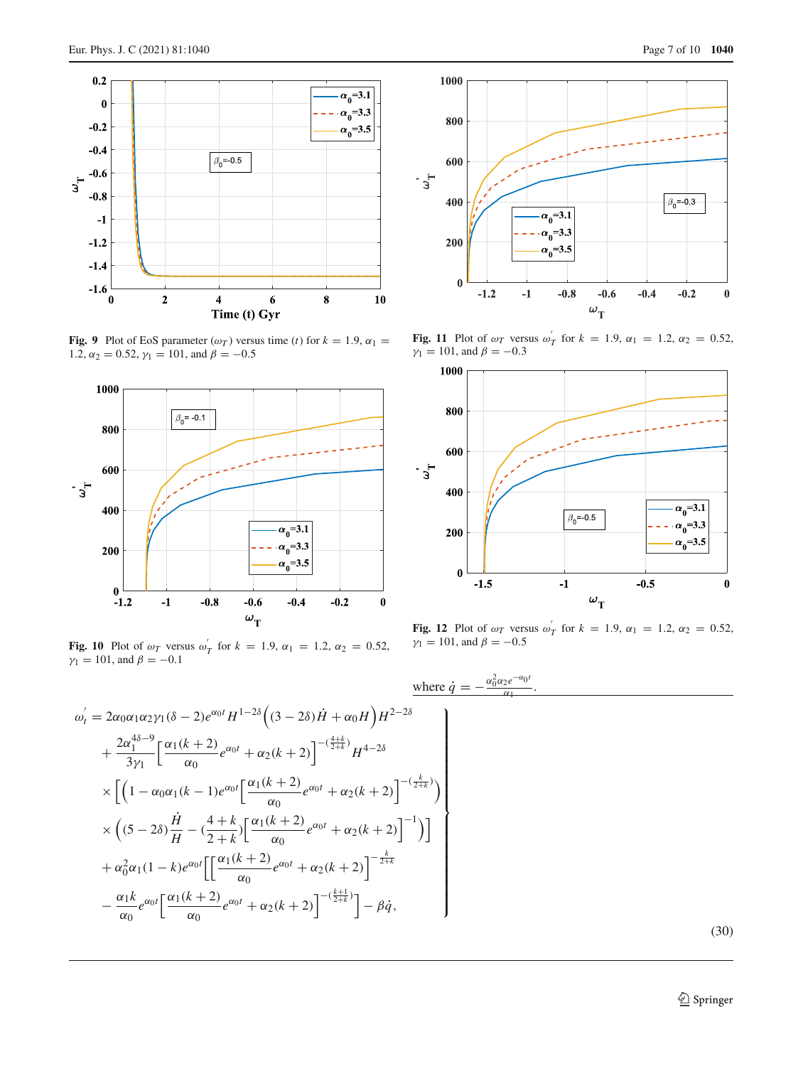Fig. 9 Plot of EoS parameter ($\omega_T$) versus time ($t$) for $k = 1.9$, $\alpha_1 = 1.2$, $\alpha_2 = 0.52$, $\gamma_1 = 101$, and $\beta = -0.5$

Fig. 10 Plot of $\omega_T$ versus $\omega_T^{'}$ for $k = 1.9$, $\alpha_1 = 1.2$, $\alpha_2 = 0.52$, $\gamma_1 = 101$, and $\beta = -0.1$

Fig. 11 Plot of $\omega_T$ versus $\omega_T^{'}$ for $k = 1.9$, $\alpha_1 = 1.2$, $\alpha_2 = 0.52$, $\gamma_1 = 101$, and $\beta = -0.3$

Fig. 12 Plot of $\omega_T$ versus $\omega_T^{'}$ for $k = 1.9$, $\alpha_1 = 1.2$, $\alpha_2 = 0.52$, $\gamma_1 = 101$, and $\beta = -0.5$

$$
\left.
\begin{aligned}
\omega_t^{'} &= 2\alpha_0\alpha_1\alpha_2\gamma_1(\delta-2)e^{\alpha_0 t}H^{1-2\delta}\Big((3-2\delta)\dot{H}+\alpha_0 H\Big)H^{2-2\delta} \\
&+ \frac{2\alpha_1^{4\delta-9}}{3\gamma_1}\Big[\frac{\alpha_1(k+2)}{\alpha_0}e^{\alpha_0 t}+\alpha_2(k+2)\Big]^{-(\frac{4+k}{2+k})}H^{4-2\delta} \\
&\times\bigg[\Big(1-\alpha_0\alpha_1(k-1)e^{\alpha_0 t}\Big[\frac{\alpha_1(k+2)}{\alpha_0}e^{\alpha_0 t}+\alpha_2(k+2)\Big]^{-(\frac{k}{2+k})}\Big) \\
&\times\Big((5-2\delta)\frac{\dot{H}}{H}-(\frac{4+k}{2+k})\Big[\frac{\alpha_1(k+2)}{\alpha_0}e^{\alpha_0 t}+\alpha_2(k+2)\Big]^{-1}\Big)\bigg] \\
&+\alpha_0^2\alpha_1(1-k)e^{\alpha_0 t}\bigg[\Big[\frac{\alpha_1(k+2)}{\alpha_0}e^{\alpha_0 t}+\alpha_2(k+2)\Big]^{-\frac{k}{2+k}} \\
&-\frac{\alpha_1 k}{\alpha_0}e^{\alpha_0 t}\Big[\frac{\alpha_1(k+2)}{\alpha_0}e^{\alpha_0 t}+\alpha_2(k+2)\Big]^{-(\frac{k+1}{2+k})}\bigg]-\beta\dot{q},
\end{aligned}
\right\} \tag{30}
$$

where $\dot{q} = -\frac{\alpha_0^2\alpha_2 e^{-\alpha_0 t}}{\alpha_1}$.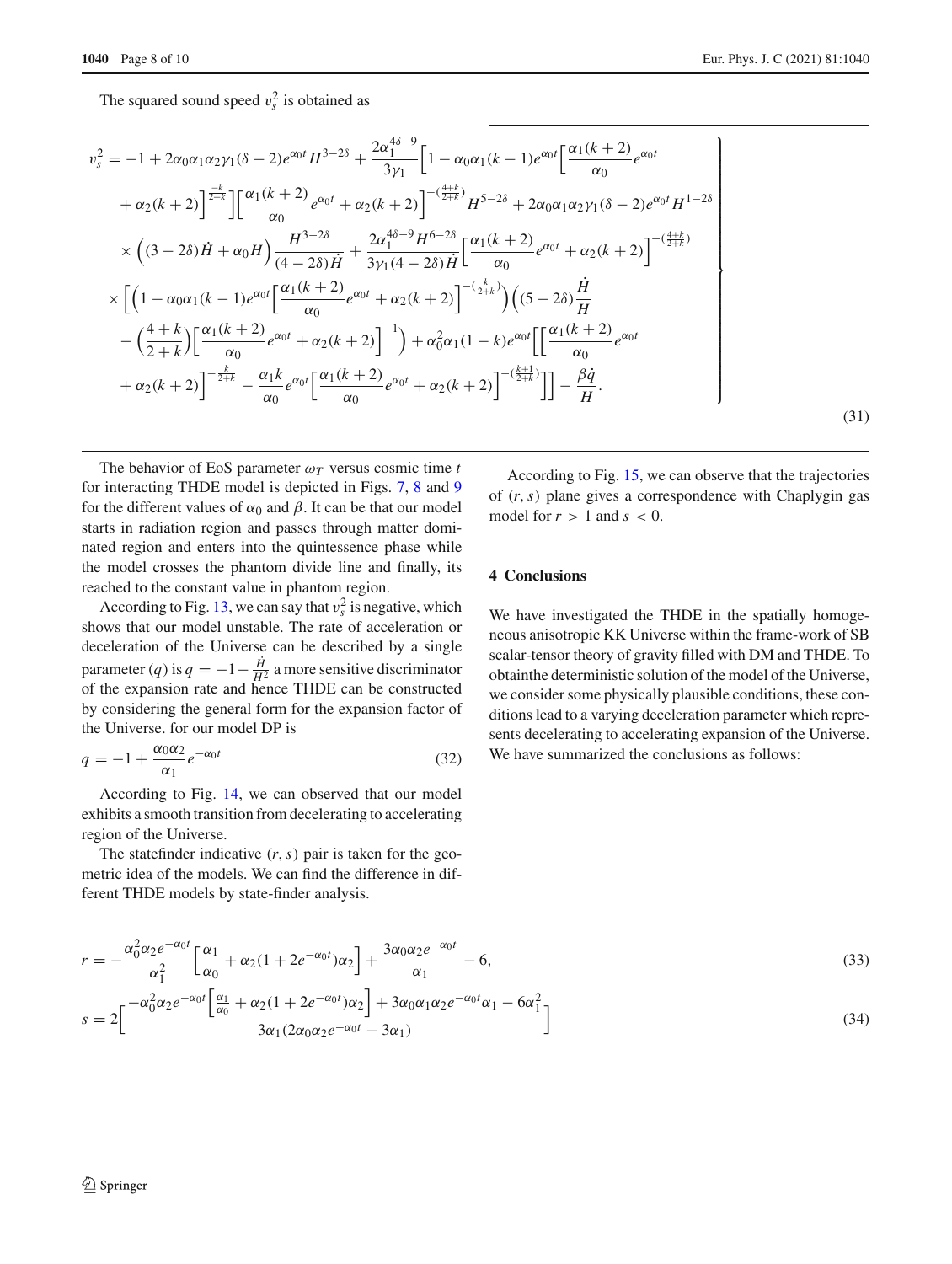The squared sound speed $v_s^2$ is obtained as

$$
\begin{aligned}
v_s^2 = & -1 + 2\alpha_0\alpha_1\alpha_2\gamma_1(\delta-2)e^{\alpha_0 t}H^{3-2\delta} + \frac{2\alpha_1^{4\delta-9}}{3\gamma_1}\Big[1-\alpha_0\alpha_1(k-1)e^{\alpha_0 t}\Big[\frac{\alpha_1(k+2)}{\alpha_0}e^{\alpha_0 t} \\
& +\alpha_2(k+2)\Big]^{\frac{-k}{2+k}}\Big]\Big[\frac{\alpha_1(k+2)}{\alpha_0}e^{\alpha_0 t}+\alpha_2(k+2)\Big]^{-(\frac{4+k}{2+k})}H^{5-2\delta} + 2\alpha_0\alpha_1\alpha_2\gamma_1(\delta-2)e^{\alpha_0 t}H^{1-2\delta} \\
& \times\Big((3-2\delta)\dot{H}+\alpha_0 H\Big)\frac{H^{3-2\delta}}{(4-2\delta)\dot{H}} + \frac{2\alpha_1^{4\delta-9}H^{6-2\delta}}{3\gamma_1(4-2\delta)\dot{H}}\Big[\frac{\alpha_1(k+2)}{\alpha_0}e^{\alpha_0 t}+\alpha_2(k+2)\Big]^{-(\frac{4+k}{2+k})} \\
& \times\Big[\Big(1-\alpha_0\alpha_1(k-1)e^{\alpha_0 t}\Big[\frac{\alpha_1(k+2)}{\alpha_0}e^{\alpha_0 t}+\alpha_2(k+2)\Big]^{-(\frac{k}{2+k})}\Big)\Big((5-2\delta)\frac{\dot{H}}{H} \\
& -\Big(\frac{4+k}{2+k}\Big)\Big[\frac{\alpha_1(k+2)}{\alpha_0}e^{\alpha_0 t}+\alpha_2(k+2)\Big]^{-1}\Big) + \alpha_0^2\alpha_1(1-k)e^{\alpha_0 t}\Big[\Big[\frac{\alpha_1(k+2)}{\alpha_0}e^{\alpha_0 t} \\
& +\alpha_2(k+2)\Big]^{-\frac{k}{2+k}} - \frac{\alpha_1 k}{\alpha_0}e^{\alpha_0 t}\Big[\frac{\alpha_1(k+2)}{\alpha_0}e^{\alpha_0 t}+\alpha_2(k+2)\Big]^{-(\frac{k+1}{2+k})}\Big]\Big] - \frac{\beta\dot{q}}{H}.
\end{aligned}
\tag{31}
$$

The behavior of EoS parameter $\omega_T$ versus cosmic time $t$ for interacting THDE model is depicted in Figs. 7, 8 and 9 for the different values of $\alpha_0$ and $\beta$. It can be that our model starts in radiation region and passes through matter dominated region and enters into the quintessence phase while the model crosses the phantom divide line and finally, its reached to the constant value in phantom region.

According to Fig. 13, we can say that $v_s^2$ is negative, which shows that our model unstable. The rate of acceleration or deceleration of the Universe can be described by a single parameter $(q)$ is $q = -1 - \frac{\dot{H}}{H^2}$ a more sensitive discriminator of the expansion rate and hence THDE can be constructed by considering the general form for the expansion factor of the Universe. for our model DP is

$$
q = -1 + \frac{\alpha_0\alpha_2}{\alpha_1}e^{-\alpha_0 t} \tag{32}
$$

According to Fig. 14, we can observed that our model exhibits a smooth transition from decelerating to accelerating region of the Universe.

The statefinder indicative $(r, s)$ pair is taken for the geometric idea of the models. We can find the difference in different THDE models by state-finder analysis.

$$
r = -\frac{\alpha_0^2\alpha_2 e^{-\alpha_0 t}}{\alpha_1^2}\Big[\frac{\alpha_1}{\alpha_0} + \alpha_2(1+2e^{-\alpha_0 t})\alpha_2\Big] + \frac{3\alpha_0\alpha_2 e^{-\alpha_0 t}}{\alpha_1} - 6, \tag{33}
$$

$$
s = 2\Big[\frac{-\alpha_0^2\alpha_2 e^{-\alpha_0 t}\Big[\frac{\alpha_1}{\alpha_0}+\alpha_2(1+2e^{-\alpha_0 t})\alpha_2\Big] + 3\alpha_0\alpha_1\alpha_2 e^{-\alpha_0 t}\alpha_1 - 6\alpha_1^2}{3\alpha_1(2\alpha_0\alpha_2 e^{-\alpha_0 t} - 3\alpha_1)}\Big] \tag{34}
$$

According to Fig. 15, we can observe that the trajectories of $(r, s)$ plane gives a correspondence with Chaplygin gas model for $r > 1$ and $s < 0$.

## 4 Conclusions

We have investigated the THDE in the spatially homogeneous anisotropic KK Universe within the frame-work of SB scalar-tensor theory of gravity filled with DM and THDE. To obtainthe deterministic solution of the model of the Universe, we consider some physically plausible conditions, these conditions lead to a varying deceleration parameter which represents decelerating to accelerating expansion of the Universe. We have summarized the conclusions as follows: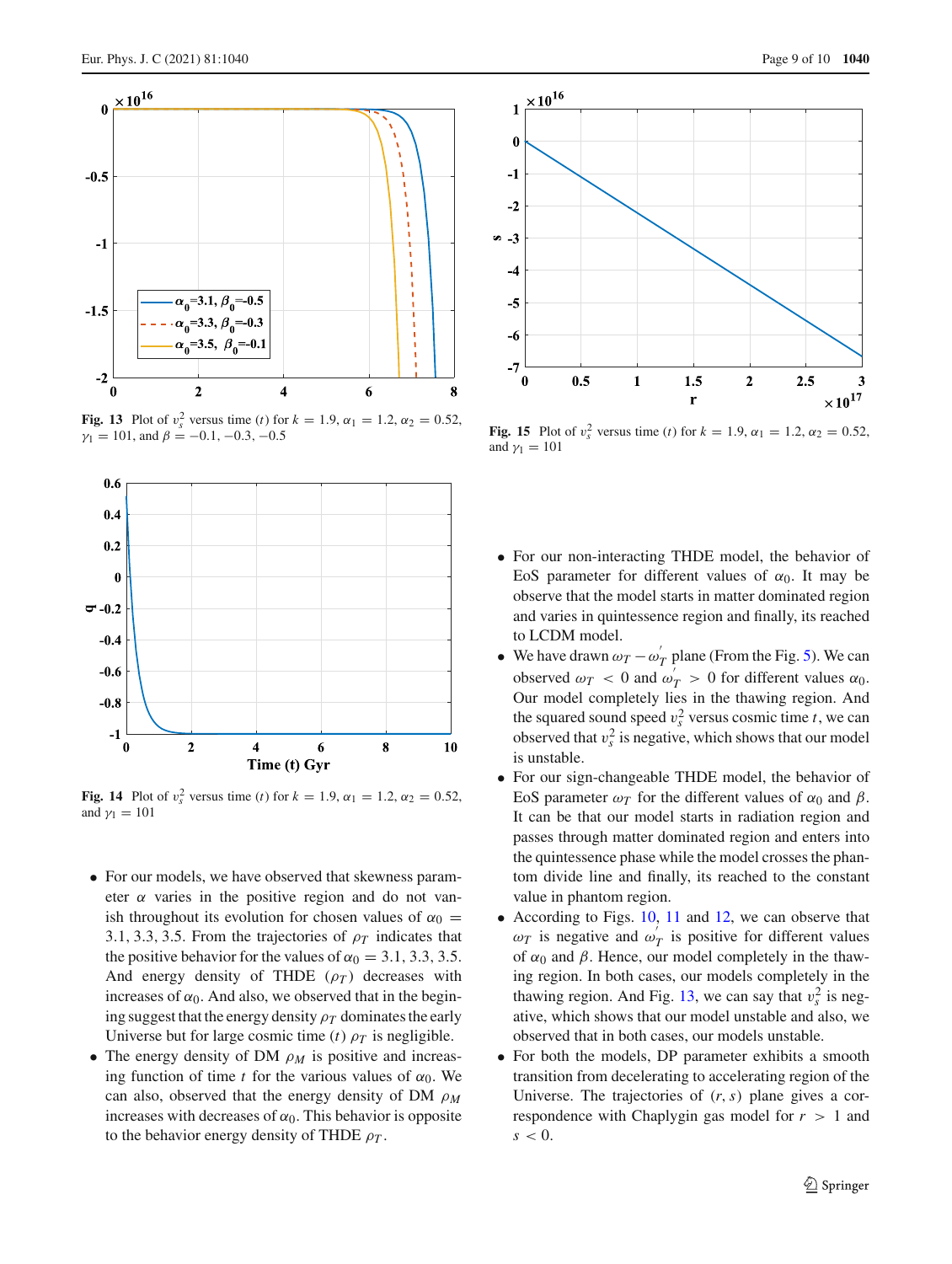**Fig. 13** Plot of $v_s^2$ versus time ($t$) for $k = 1.9$, $\alpha_1 = 1.2$, $\alpha_2 = 0.52$, $\gamma_1 = 101$, and $\beta = -0.1, -0.3, -0.5$

**Fig. 15** Plot of $v_s^2$ versus time ($t$) for $k = 1.9$, $\alpha_1 = 1.2$, $\alpha_2 = 0.52$, and $\gamma_1 = 101$

**Fig. 14** Plot of $v_s^2$ versus time ($t$) for $k = 1.9$, $\alpha_1 = 1.2$, $\alpha_2 = 0.52$, and $\gamma_1 = 101$

- For our models, we have observed that skewness parameter $\alpha$ varies in the positive region and do not vanish throughout its evolution for chosen values of $\alpha_0 = 3.1, 3.3, 3.5$. From the trajectories of $\rho_T$ indicates that the positive behavior for the values of $\alpha_0 = 3.1, 3.3, 3.5$. And energy density of THDE ($\rho_T$) decreases with increases of $\alpha_0$. And also, we observed that in the beginning suggest that the energy density $\rho_T$ dominates the early Universe but for large cosmic time ($t$) $\rho_T$ is negligible.
- The energy density of DM $\rho_M$ is positive and increasing function of time $t$ for the various values of $\alpha_0$. We can also, observed that the energy density of DM $\rho_M$ increases with decreases of $\alpha_0$. This behavior is opposite to the behavior energy density of THDE $\rho_T$.
- For our non-interacting THDE model, the behavior of EoS parameter for different values of $\alpha_0$. It may be observe that the model starts in matter dominated region and varies in quintessence region and finally, its reached to LCDM model.
- We have drawn $\omega_T - \omega_T^{'}$ plane (From the Fig. 5). We can observed $\omega_T < 0$ and $\omega_T^{'} > 0$ for different values $\alpha_0$. Our model completely lies in the thawing region. And the squared sound speed $v_s^2$ versus cosmic time $t$, we can observed that $v_s^2$ is negative, which shows that our model is unstable.
- For our sign-changeable THDE model, the behavior of EoS parameter $\omega_T$ for the different values of $\alpha_0$ and $\beta$. It can be that our model starts in radiation region and passes through matter dominated region and enters into the quintessence phase while the model crosses the phantom divide line and finally, its reached to the constant value in phantom region.
- According to Figs. 10, 11 and 12, we can observe that $\omega_T$ is negative and $\omega_T^{'}$ is positive for different values of $\alpha_0$ and $\beta$. Hence, our model completely in the thawing region. In both cases, our models completely in the thawing region. And Fig. 13, we can say that $v_s^2$ is negative, which shows that our model unstable and also, we observed that in both cases, our models unstable.
- For both the models, DP parameter exhibits a smooth transition from decelerating to accelerating region of the Universe. The trajectories of $(r, s)$ plane gives a correspondence with Chaplygin gas model for $r > 1$ and $s < 0$.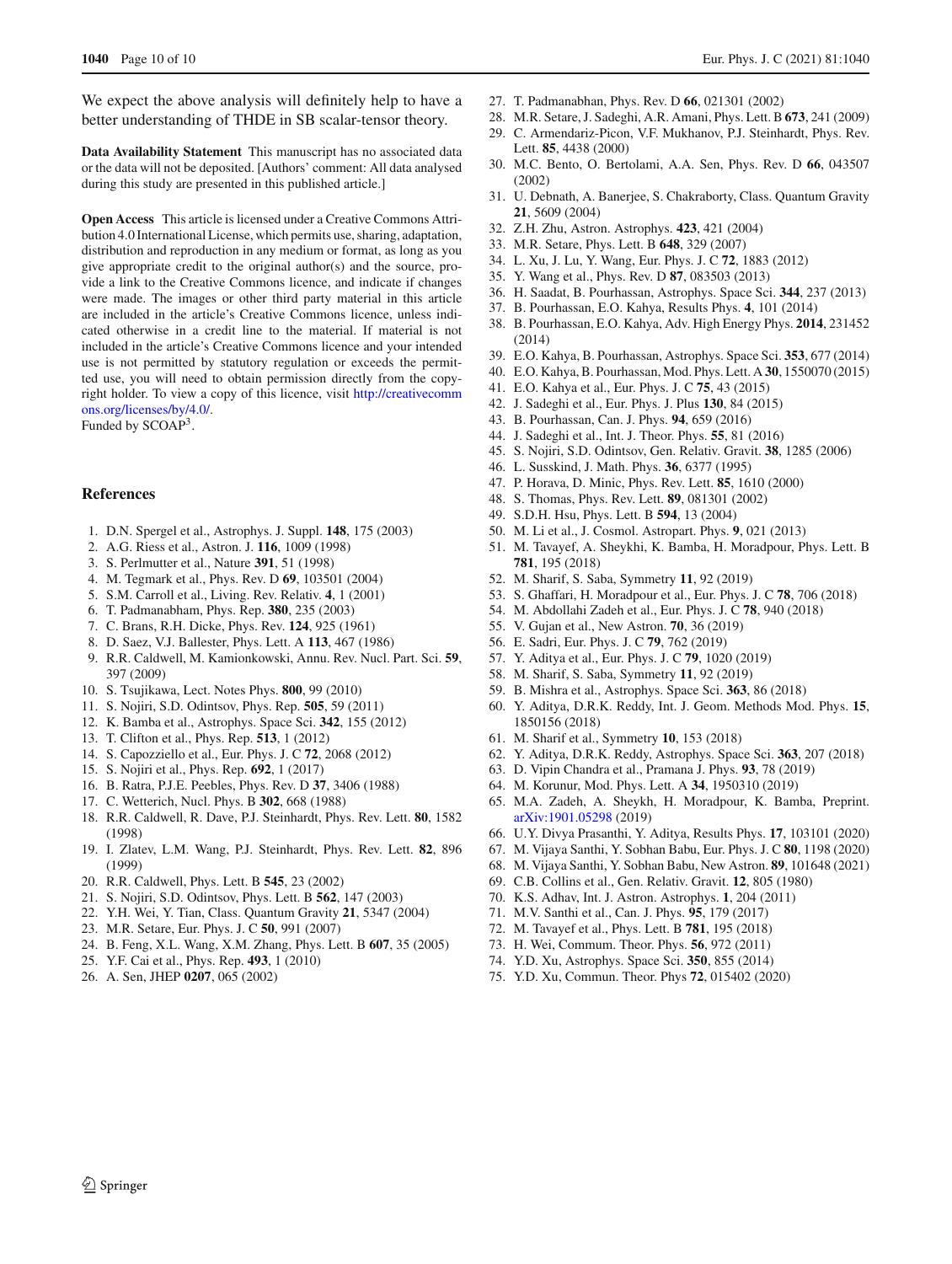We expect the above analysis will definitely help to have a better understanding of THDE in SB scalar-tensor theory.

**Data Availability Statement** This manuscript has no associated data or the data will not be deposited. [Authors' comment: All data analysed during this study are presented in this published article.]

**Open Access** This article is licensed under a Creative Commons Attribution 4.0 International License, which permits use, sharing, adaptation, distribution and reproduction in any medium or format, as long as you give appropriate credit to the original author(s) and the source, provide a link to the Creative Commons licence, and indicate if changes were made. The images or other third party material in this article are included in the article's Creative Commons licence, unless indicated otherwise in a credit line to the material. If material is not included in the article's Creative Commons licence and your intended use is not permitted by statutory regulation or exceeds the permitted use, you will need to obtain permission directly from the copyright holder. To view a copy of this licence, visit http://creativecommons.org/licenses/by/4.0/.
Funded by SCOAP[3].

## References

1. D.N. Spergel et al., Astrophys. J. Suppl. **148**, 175 (2003)
2. A.G. Riess et al., Astron. J. **116**, 1009 (1998)
3. S. Perlmutter et al., Nature **391**, 51 (1998)
4. M. Tegmark et al., Phys. Rev. D **69**, 103501 (2004)
5. S.M. Carroll et al., Living. Rev. Relativ. **4**, 1 (2001)
6. T. Padmanabham, Phys. Rep. **380**, 235 (2003)
7. C. Brans, R.H. Dicke, Phys. Rev. **124**, 925 (1961)
8. D. Saez, V.J. Ballester, Phys. Lett. A **113**, 467 (1986)
9. R.R. Caldwell, M. Kamionkowski, Annu. Rev. Nucl. Part. Sci. **59**, 397 (2009)
10. S. Tsujikawa, Lect. Notes Phys. **800**, 99 (2010)
11. S. Nojiri, S.D. Odintsov, Phys. Rep. **505**, 59 (2011)
12. K. Bamba et al., Astrophys. Space Sci. **342**, 155 (2012)
13. T. Clifton et al., Phys. Rep. **513**, 1 (2012)
14. S. Capozziello et al., Eur. Phys. J. C **72**, 2068 (2012)
15. S. Nojiri et al., Phys. Rep. **692**, 1 (2017)
16. B. Ratra, P.J.E. Peebles, Phys. Rev. D **37**, 3406 (1988)
17. C. Wetterich, Nucl. Phys. B **302**, 668 (1988)
18. R.R. Caldwell, R. Dave, P.J. Steinhardt, Phys. Rev. Lett. **80**, 1582 (1998)
19. I. Zlatev, L.M. Wang, P.J. Steinhardt, Phys. Rev. Lett. **82**, 896 (1999)
20. R.R. Caldwell, Phys. Lett. B **545**, 23 (2002)
21. S. Nojiri, S.D. Odintsov, Phys. Lett. B **562**, 147 (2003)
22. Y.H. Wei, Y. Tian, Class. Quantum Gravity **21**, 5347 (2004)
23. M.R. Setare, Eur. Phys. J. C **50**, 991 (2007)
24. B. Feng, X.L. Wang, X.M. Zhang, Phys. Lett. B **607**, 35 (2005)
25. Y.F. Cai et al., Phys. Rep. **493**, 1 (2010)
26. A. Sen, JHEP **0207**, 065 (2002)
27. T. Padmanabhan, Phys. Rev. D **66**, 021301 (2002)
28. M.R. Setare, J. Sadeghi, A.R. Amani, Phys. Lett. B **673**, 241 (2009)
29. C. Armendariz-Picon, V.F. Mukhanov, P.J. Steinhardt, Phys. Rev. Lett. **85**, 4438 (2000)
30. M.C. Bento, O. Bertolami, A.A. Sen, Phys. Rev. D **66**, 043507 (2002)
31. U. Debnath, A. Banerjee, S. Chakraborty, Class. Quantum Gravity **21**, 5609 (2004)
32. Z.H. Zhu, Astron. Astrophys. **423**, 421 (2004)
33. M.R. Setare, Phys. Lett. B **648**, 329 (2007)
34. L. Xu, J. Lu, Y. Wang, Eur. Phys. J. C **72**, 1883 (2012)
35. Y. Wang et al., Phys. Rev. D **87**, 083503 (2013)
36. H. Saadat, B. Pourhassan, Astrophys. Space Sci. **344**, 237 (2013)
37. B. Pourhassan, E.O. Kahya, Results Phys. **4**, 101 (2014)
38. B. Pourhassan, E.O. Kahya, Adv. High Energy Phys. **2014**, 231452 (2014)
39. E.O. Kahya, B. Pourhassan, Astrophys. Space Sci. **353**, 677 (2014)
40. E.O. Kahya, B. Pourhassan, Mod. Phys. Lett. A **30**, 1550070 (2015)
41. E.O. Kahya et al., Eur. Phys. J. C **75**, 43 (2015)
42. J. Sadeghi et al., Eur. Phys. J. Plus **130**, 84 (2015)
43. B. Pourhassan, Can. J. Phys. **94**, 659 (2016)
44. J. Sadeghi et al., Int. J. Theor. Phys. **55**, 81 (2016)
45. S. Nojiri, S.D. Odintsov, Gen. Relativ. Gravit. **38**, 1285 (2006)
46. L. Susskind, J. Math. Phys. **36**, 6377 (1995)
47. P. Horava, D. Minic, Phys. Rev. Lett. **85**, 1610 (2000)
48. S. Thomas, Phys. Rev. Lett. **89**, 081301 (2002)
49. S.D.H. Hsu, Phys. Lett. B **594**, 13 (2004)
50. M. Li et al., J. Cosmol. Astropart. Phys. **9**, 021 (2013)
51. M. Tavayef, A. Sheykhi, K. Bamba, H. Moradpour, Phys. Lett. B **781**, 195 (2018)
52. M. Sharif, S. Saba, Symmetry **11**, 92 (2019)
53. S. Ghaffari, H. Moradpour et al., Eur. Phys. J. C **78**, 706 (2018)
54. M. Abdollahi Zadeh et al., Eur. Phys. J. C **78**, 940 (2018)
55. V. Gujan et al., New Astron. **70**, 36 (2019)
56. E. Sadri, Eur. Phys. J. C **79**, 762 (2019)
57. Y. Aditya et al., Eur. Phys. J. C **79**, 1020 (2019)
58. M. Sharif, S. Saba, Symmetry **11**, 92 (2019)
59. B. Mishra et al., Astrophys. Space Sci. **363**, 86 (2018)
60. Y. Aditya, D.R.K. Reddy, Int. J. Geom. Methods Mod. Phys. **15**, 1850156 (2018)
61. M. Sharif et al., Symmetry **10**, 153 (2018)
62. Y. Aditya, D.R.K. Reddy, Astrophys. Space Sci. **363**, 207 (2018)
63. D. Vipin Chandra et al., Pramana J. Phys. **93**, 78 (2019)
64. M. Korunur, Mod. Phys. Lett. A **34**, 1950310 (2019)
65. M.A. Zadeh, A. Sheykh, H. Moradpour, K. Bamba, Preprint. arXiv:1901.05298 (2019)
66. U.Y. Divya Prasanthi, Y. Aditya, Results Phys. **17**, 103101 (2020)
67. M. Vijaya Santhi, Y. Sobhan Babu, Eur. Phys. J. C **80**, 1198 (2020)
68. M. Vijaya Santhi, Y. Sobhan Babu, New Astron. **89**, 101648 (2021)
69. C.B. Collins et al., Gen. Relativ. Gravit. **12**, 805 (1980)
70. K.S. Adhav, Int. J. Astron. Astrophys. **1**, 204 (2011)
71. M.V. Santhi et al., Can. J. Phys. **95**, 179 (2017)
72. M. Tavayef et al., Phys. Lett. B **781**, 195 (2018)
73. H. Wei, Commum. Theor. Phys. **56**, 972 (2011)
74. Y.D. Xu, Astrophys. Space Sci. **350**, 855 (2014)
75. Y.D. Xu, Commun. Theor. Phys **72**, 015402 (2020)